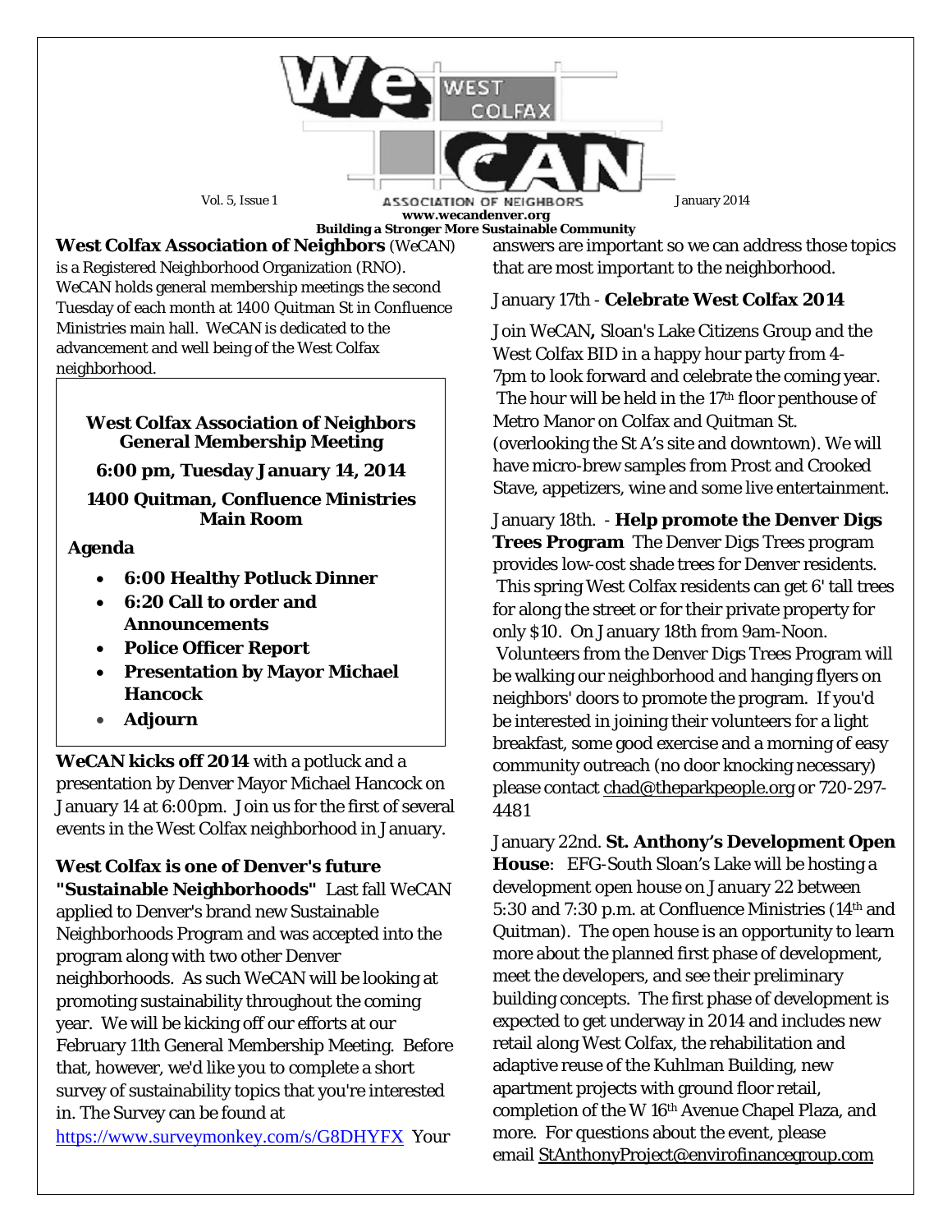# WeCAN West Colfax Association of Neighbors

Vol. 5, Issue 1 — January 2014

www.wecandenver.org

**Building a Stronger More Sustainable Community**

**West Colfax Association of Neighbors** (WeCAN) is a Registered Neighborhood Organization (RNO). WeCAN holds general membership meetings the second Tuesday of each month at 1400 Quitman St in Confluence Ministries main hall. WeCAN is dedicated to the advancement and well being of the West Colfax neighborhood.

**West Colfax Association of Neighbors General Membership Meeting**

**6:00 pm, Tuesday January 14, 2014**

**1400 Quitman, Confluence Ministries Main Room**

**Agenda**

- **6:00 Healthy Potluck Dinner**
- **6:20 Call to order and Announcements**
- **Police Officer Report**
- **Presentation by Mayor Michael Hancock**
- **Adjourn**

**WeCAN kicks off 2014** with a potluck and a presentation by Denver Mayor Michael Hancock on January 14 at 6:00pm. Join us for the first of several events in the West Colfax neighborhood in January.

**West Colfax is one of Denver's future "Sustainable Neighborhoods"** Last fall WeCAN applied to Denver's brand new Sustainable Neighborhoods Program and was accepted into the program along with two other Denver neighborhoods. As such WeCAN will be looking at promoting sustainability throughout the coming year. We will be kicking off our efforts at our February 11th General Membership Meeting. Before that, however, we'd like you to complete a short survey of sustainability topics that you're interested in. The Survey can be found at https://www.surveymonkey.com/s/G8DHYFX Your answers are important so we can address those topics that are most important to the neighborhood.

January 17th - **Celebrate West Colfax 2014**

Join WeCAN**,** Sloan's Lake Citizens Group and the West Colfax BID in a happy hour party from 4-7pm to look forward and celebrate the coming year. The hour will be held in the 17th floor penthouse of Metro Manor on Colfax and Quitman St. (overlooking the St A's site and downtown). We will have micro-brew samples from Prost and Crooked Stave, appetizers, wine and some live entertainment.

January 18th. - **Help promote the Denver Digs Trees Program** The Denver Digs Trees program provides low-cost shade trees for Denver residents. This spring West Colfax residents can get 6' tall trees for along the street or for their private property for only $10. On January 18th from 9am-Noon. Volunteers from the Denver Digs Trees Program will be walking our neighborhood and hanging flyers on neighbors' doors to promote the program. If you'd be interested in joining their volunteers for a light breakfast, some good exercise and a morning of easy community outreach (no door knocking necessary) please contact chad@theparkpeople.org or 720-297-4481

January 22nd. **St. Anthony's Development Open House**: EFG-South Sloan's Lake will be hosting a development open house on January 22 between 5:30 and 7:30 p.m. at Confluence Ministries (14th and Quitman). The open house is an opportunity to learn more about the planned first phase of development, meet the developers, and see their preliminary building concepts. The first phase of development is expected to get underway in 2014 and includes new retail along West Colfax, the rehabilitation and adaptive reuse of the Kuhlman Building, new apartment projects with ground floor retail, completion of the W 16th Avenue Chapel Plaza, and more. For questions about the event, please email StAnthonyProject@envirofinancegroup.com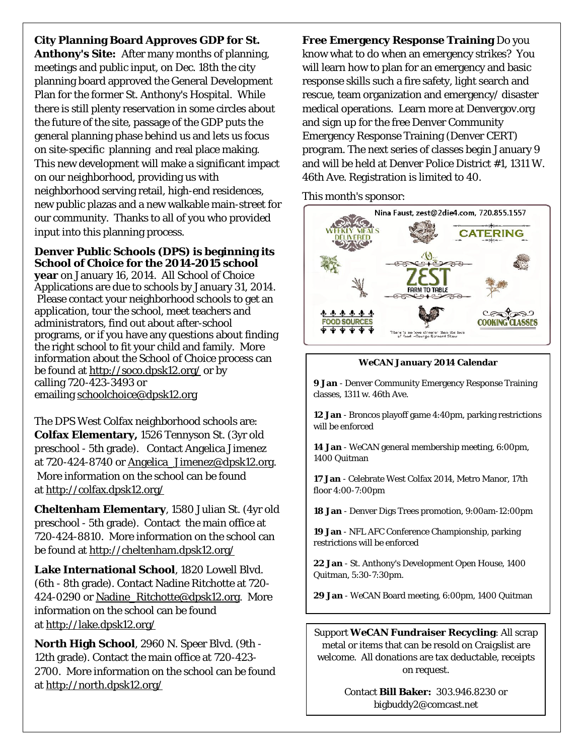**City Planning Board Approves GDP for St. Anthony's Site:** After many months of planning, meetings and public input, on Dec. 18th the city planning board approved the General Development Plan for the former St. Anthony's Hospital. While there is still plenty reservation in some circles about the future of the site, passage of the GDP puts the general planning phase behind us and lets us focus on site-specific planning and real place making. This new development will make a significant impact on our neighborhood, providing us with neighborhood serving retail, high-end residences, new public plazas and a new walkable main-street for our community. Thanks to all of you who provided input into this planning process.

**Denver Public Schools (DPS) is beginning its School of Choice for the 2014-2015 school year** on January 16, 2014. All School of Choice Applications are due to schools by January 31, 2014. Please contact your neighborhood schools to get an application, tour the school, meet teachers and administrators, find out about after-school programs, or if you have any questions about finding the right school to fit your child and family. More information about the School of Choice process can be found at http://soco.dpsk12.org/ or by calling 720-423-3493 or emailing schoolchoice@dpsk12.org

The DPS West Colfax neighborhood schools are: **Colfax Elementary,** 1526 Tennyson St. (3yr old preschool - 5th grade). Contact Angelica Jimenez at 720-424-8740 or Angelica_Jimenez@dpsk12.org. More information on the school can be found at http://colfax.dpsk12.org/

**Cheltenham Elementary**, 1580 Julian St. (4yr old preschool - 5th grade). Contact the main office at 720-424-8810. More information on the school can be found at http://cheltenham.dpsk12.org/

**Lake International School**, 1820 Lowell Blvd. (6th - 8th grade). Contact Nadine Ritchotte at 720-424-0290 or Nadine_Ritchotte@dpsk12.org. More information on the school can be found at http://lake.dpsk12.org/

**North High School**, 2960 N. Speer Blvd. (9th - 12th grade). Contact the main office at 720-423-2700. More information on the school can be found at http://north.dpsk12.org/

**Free Emergency Response Training** Do you know what to do when an emergency strikes? You will learn how to plan for an emergency and basic response skills such a fire safety, light search and rescue, team organization and emergency/ disaster medical operations. Learn more at Denvergov.org and sign up for the free Denver Community Emergency Response Training (Denver CERT) program. The next series of classes begin January 9 and will be held at Denver Police District #1, 1311 W. 46th Ave. Registration is limited to 40.

This month's sponsor:

Nina Faust, zest@2die4.com, 720.855.1557

WEEKLY MEALS DELIVERED

CATERING

ZEST FARM TO TABLE

FOOD SOURCES

COOKING CLASSES

"There is no love sincerer than the love of food" –George Bernard Shaw

**WeCAN January 2014 Calendar**

**9 Jan** - Denver Community Emergency Response Training classes, 1311 w. 46th Ave.

**12 Jan** - Broncos playoff game 4:40pm, parking restrictions will be enforced

**14 Jan** - WeCAN general membership meeting, 6:00pm, 1400 Quitman

**17 Jan** - Celebrate West Colfax 2014, Metro Manor, 17th floor 4:00-7:00pm

**18 Jan** - Denver Digs Trees promotion, 9:00am-12:00pm

**19 Jan** - NFL AFC Conference Championship, parking restrictions will be enforced

**22 Jan** - St. Anthony's Development Open House, 1400 Quitman, 5:30-7:30pm.

**29 Jan** - WeCAN Board meeting, 6:00pm, 1400 Quitman

Support **WeCAN Fundraiser Recycling**: All scrap metal or items that can be resold on Craigslist are welcome. All donations are tax deductable, receipts on request.

Contact **Bill Baker:** 303.946.8230 or bigbuddy2@comcast.net